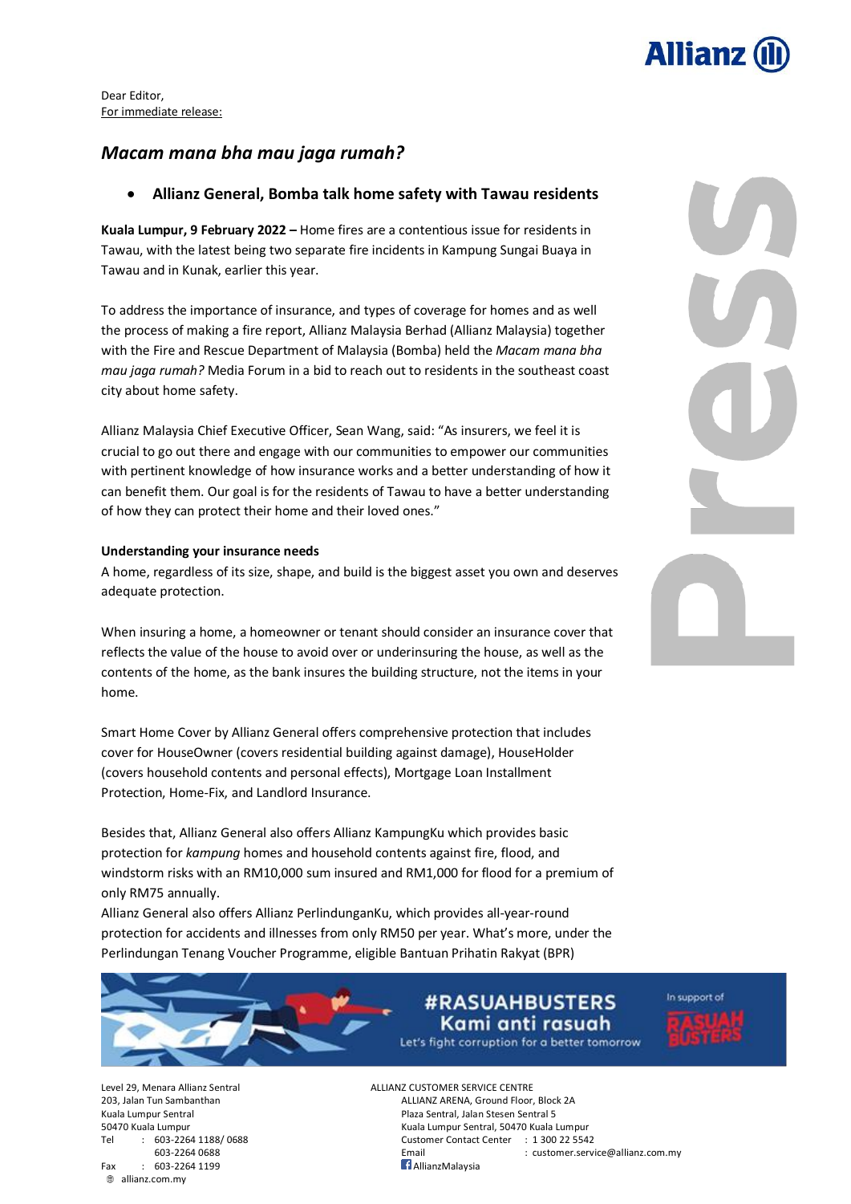Dear Editor,
For immediate release:

## *Macam mana bha mau jaga rumah?*

- **Allianz General, Bomba talk home safety with Tawau residents**

**Kuala Lumpur, 9 February 2022 –** Home fires are a contentious issue for residents in Tawau, with the latest being two separate fire incidents in Kampung Sungai Buaya in Tawau and in Kunak, earlier this year.

To address the importance of insurance, and types of coverage for homes and as well the process of making a fire report, Allianz Malaysia Berhad (Allianz Malaysia) together with the Fire and Rescue Department of Malaysia (Bomba) held the *Macam mana bha mau jaga rumah?* Media Forum in a bid to reach out to residents in the southeast coast city about home safety.

Allianz Malaysia Chief Executive Officer, Sean Wang, said: "As insurers, we feel it is crucial to go out there and engage with our communities to empower our communities with pertinent knowledge of how insurance works and a better understanding of how it can benefit them. Our goal is for the residents of Tawau to have a better understanding of how they can protect their home and their loved ones."

**Understanding your insurance needs**

A home, regardless of its size, shape, and build is the biggest asset you own and deserves adequate protection.

When insuring a home, a homeowner or tenant should consider an insurance cover that reflects the value of the house to avoid over or underinsuring the house, as well as the contents of the home, as the bank insures the building structure, not the items in your home.

Smart Home Cover by Allianz General offers comprehensive protection that includes cover for HouseOwner (covers residential building against damage), HouseHolder (covers household contents and personal effects), Mortgage Loan Installment Protection, Home-Fix, and Landlord Insurance.

Besides that, Allianz General also offers Allianz KampungKu which provides basic protection for *kampung* homes and household contents against fire, flood, and windstorm risks with an RM10,000 sum insured and RM1,000 for flood for a premium of only RM75 annually.

Allianz General also offers Allianz PerlindunganKu, which provides all-year-round protection for accidents and illnesses from only RM50 per year. What's more, under the Perlindungan Tenang Voucher Programme, eligible Bantuan Prihatin Rakyat (BPR)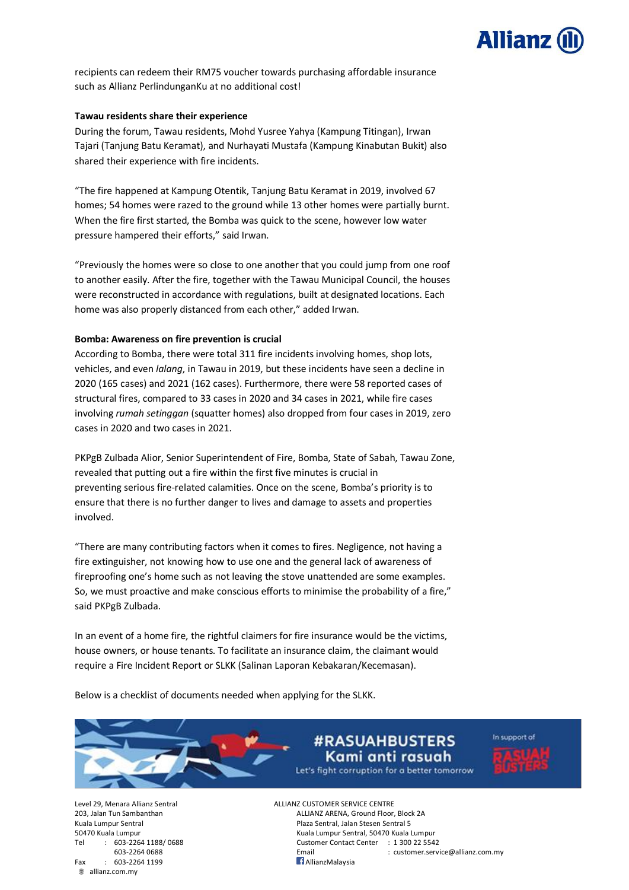recipients can redeem their RM75 voucher towards purchasing affordable insurance such as Allianz PerlindunganKu at no additional cost!

**Tawau residents share their experience**

During the forum, Tawau residents, Mohd Yusree Yahya (Kampung Titingan), Irwan Tajari (Tanjung Batu Keramat), and Nurhayati Mustafa (Kampung Kinabutan Bukit) also shared their experience with fire incidents.

"The fire happened at Kampung Otentik, Tanjung Batu Keramat in 2019, involved 67 homes; 54 homes were razed to the ground while 13 other homes were partially burnt. When the fire first started, the Bomba was quick to the scene, however low water pressure hampered their efforts," said Irwan.

"Previously the homes were so close to one another that you could jump from one roof to another easily. After the fire, together with the Tawau Municipal Council, the houses were reconstructed in accordance with regulations, built at designated locations. Each home was also properly distanced from each other," added Irwan.

**Bomba: Awareness on fire prevention is crucial**

According to Bomba, there were total 311 fire incidents involving homes, shop lots, vehicles, and even *lalang*, in Tawau in 2019, but these incidents have seen a decline in 2020 (165 cases) and 2021 (162 cases). Furthermore, there were 58 reported cases of structural fires, compared to 33 cases in 2020 and 34 cases in 2021, while fire cases involving *rumah setinggan* (squatter homes) also dropped from four cases in 2019, zero cases in 2020 and two cases in 2021.

PKPgB Zulbada Alior, Senior Superintendent of Fire, Bomba, State of Sabah, Tawau Zone, revealed that putting out a fire within the first five minutes is crucial in preventing serious fire-related calamities. Once on the scene, Bomba's priority is to ensure that there is no further danger to lives and damage to assets and properties involved.

"There are many contributing factors when it comes to fires. Negligence, not having a fire extinguisher, not knowing how to use one and the general lack of awareness of fireproofing one's home such as not leaving the stove unattended are some examples. So, we must proactive and make conscious efforts to minimise the probability of a fire," said PKPgB Zulbada.

In an event of a home fire, the rightful claimers for fire insurance would be the victims, house owners, or house tenants. To facilitate an insurance claim, the claimant would require a Fire Incident Report or SLKK (Salinan Laporan Kebakaran/Kecemasan).

Below is a checklist of documents needed when applying for the SLKK.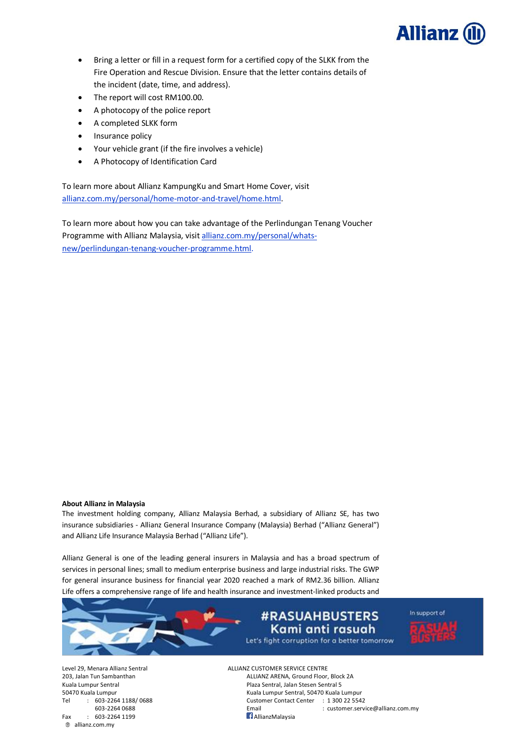- Bring a letter or fill in a request form for a certified copy of the SLKK from the Fire Operation and Rescue Division. Ensure that the letter contains details of the incident (date, time, and address).
- The report will cost RM100.00.
- A photocopy of the police report
- A completed SLKK form
- Insurance policy
- Your vehicle grant (if the fire involves a vehicle)
- A Photocopy of Identification Card

To learn more about Allianz KampungKu and Smart Home Cover, visit [allianz.com.my/personal/home-motor-and-travel/home.html](allianz.com.my/personal/home-motor-and-travel/home.html).

To learn more about how you can take advantage of the Perlindungan Tenang Voucher Programme with Allianz Malaysia, visit [allianz.com.my/personal/whats-new/perlindungan-tenang-voucher-programme.html](allianz.com.my/personal/whats-new/perlindungan-tenang-voucher-programme.html).

**About Allianz in Malaysia**

The investment holding company, Allianz Malaysia Berhad, a subsidiary of Allianz SE, has two insurance subsidiaries - Allianz General Insurance Company (Malaysia) Berhad ("Allianz General") and Allianz Life Insurance Malaysia Berhad ("Allianz Life").

Allianz General is one of the leading general insurers in Malaysia and has a broad spectrum of services in personal lines; small to medium enterprise business and large industrial risks. The GWP for general insurance business for financial year 2020 reached a mark of RM2.36 billion. Allianz Life offers a comprehensive range of life and health insurance and investment-linked products and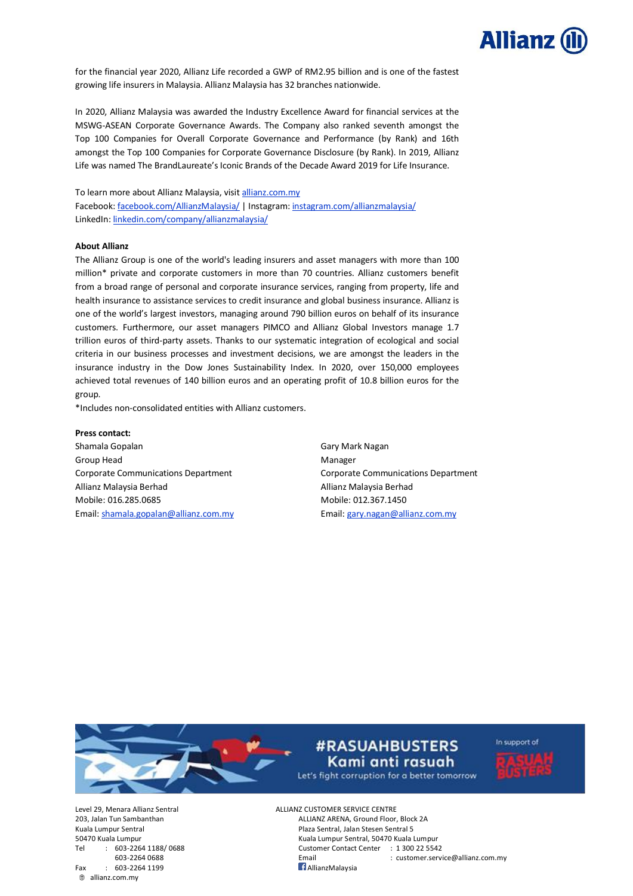for the financial year 2020, Allianz Life recorded a GWP of RM2.95 billion and is one of the fastest growing life insurers in Malaysia. Allianz Malaysia has 32 branches nationwide.

In 2020, Allianz Malaysia was awarded the Industry Excellence Award for financial services at the MSWG-ASEAN Corporate Governance Awards. The Company also ranked seventh amongst the Top 100 Companies for Overall Corporate Governance and Performance (by Rank) and 16th amongst the Top 100 Companies for Corporate Governance Disclosure (by Rank). In 2019, Allianz Life was named The BrandLaureate's Iconic Brands of the Decade Award 2019 for Life Insurance.

To learn more about Allianz Malaysia, visit allianz.com.my
Facebook: facebook.com/AllianzMalaysia/ | Instagram: instagram.com/allianzmalaysia/
LinkedIn: linkedin.com/company/allianzmalaysia/

**About Allianz**

The Allianz Group is one of the world's leading insurers and asset managers with more than 100 million* private and corporate customers in more than 70 countries. Allianz customers benefit from a broad range of personal and corporate insurance services, ranging from property, life and health insurance to assistance services to credit insurance and global business insurance. Allianz is one of the world's largest investors, managing around 790 billion euros on behalf of its insurance customers. Furthermore, our asset managers PIMCO and Allianz Global Investors manage 1.7 trillion euros of third-party assets. Thanks to our systematic integration of ecological and social criteria in our business processes and investment decisions, we are amongst the leaders in the insurance industry in the Dow Jones Sustainability Index. In 2020, over 150,000 employees achieved total revenues of 140 billion euros and an operating profit of 10.8 billion euros for the group.

*Includes non-consolidated entities with Allianz customers.

**Press contact:**

Shamala Gopalan
Group Head
Corporate Communications Department
Allianz Malaysia Berhad
Mobile: 016.285.0685
Email: shamala.gopalan@allianz.com.my

Gary Mark Nagan
Manager
Corporate Communications Department
Allianz Malaysia Berhad
Mobile: 012.367.1450
Email: gary.nagan@allianz.com.my

#RASUAHBUSTERS
Kami anti rasuah
Let's fight corruption for a better tomorrow
In support of RASUAH BUSTERS

Level 29, Menara Allianz Sentral
203, Jalan Tun Sambanthan
Kuala Lumpur Sentral
50470 Kuala Lumpur
Tel : 603-2264 1188/ 0688
603-2264 0688
Fax : 603-2264 1199
allianz.com.my

ALLIANZ CUSTOMER SERVICE CENTRE
ALLIANZ ARENA, Ground Floor, Block 2A
Plaza Sentral, Jalan Stesen Sentral 5
Kuala Lumpur Sentral, 50470 Kuala Lumpur
Customer Contact Center : 1 300 22 5542
Email : customer.service@allianz.com.my
AllianzMalaysia